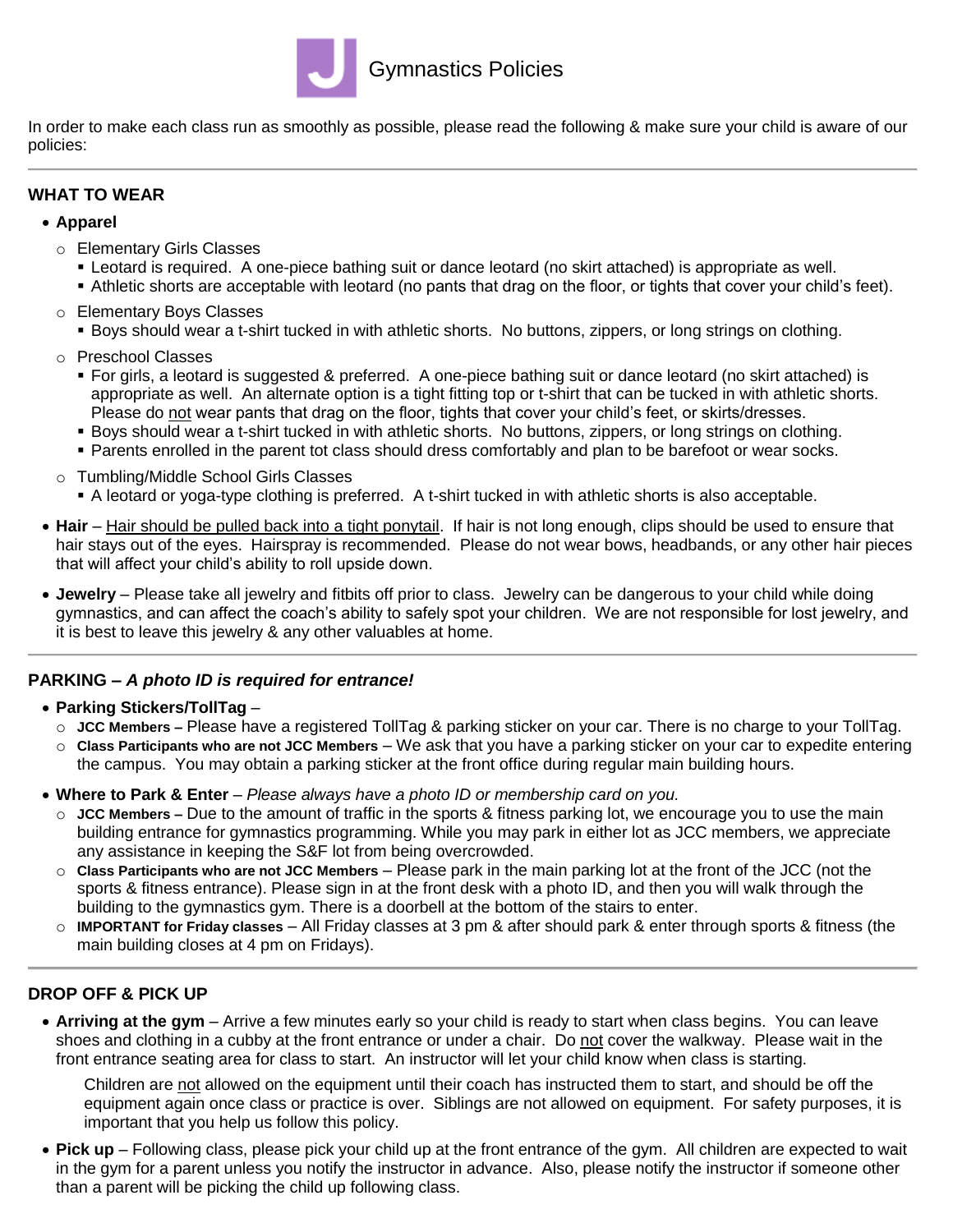# Gymnastics Policies

In order to make each class run as smoothly as possible, please read the following & make sure your child is aware of our policies:

---

## WHAT TO WEAR

- **Apparel**
  - Elementary Girls Classes
    - Leotard is required. A one-piece bathing suit or dance leotard (no skirt attached) is appropriate as well.
    - Athletic shorts are acceptable with leotard (no pants that drag on the floor, or tights that cover your child's feet).
  - Elementary Boys Classes
    - Boys should wear a t-shirt tucked in with athletic shorts. No buttons, zippers, or long strings on clothing.
  - Preschool Classes
    - For girls, a leotard is suggested & preferred. A one-piece bathing suit or dance leotard (no skirt attached) is appropriate as well. An alternate option is a tight fitting top or t-shirt that can be tucked in with athletic shorts. Please do not wear pants that drag on the floor, tights that cover your child's feet, or skirts/dresses.
    - Boys should wear a t-shirt tucked in with athletic shorts. No buttons, zippers, or long strings on clothing.
    - Parents enrolled in the parent tot class should dress comfortably and plan to be barefoot or wear socks.
  - Tumbling/Middle School Girls Classes
    - A leotard or yoga-type clothing is preferred. A t-shirt tucked in with athletic shorts is also acceptable.
- **Hair** – Hair should be pulled back into a tight ponytail. If hair is not long enough, clips should be used to ensure that hair stays out of the eyes. Hairspray is recommended. Please do not wear bows, headbands, or any other hair pieces that will affect your child's ability to roll upside down.
- **Jewelry** – Please take all jewelry and fitbits off prior to class. Jewelry can be dangerous to your child while doing gymnastics, and can affect the coach's ability to safely spot your children. We are not responsible for lost jewelry, and it is best to leave this jewelry & any other valuables at home.

---

## PARKING – *A photo ID is required for entrance!*

- **Parking Stickers/TollTag** –
  - **JCC Members –** Please have a registered TollTag & parking sticker on your car. There is no charge to your TollTag.
  - **Class Participants who are not JCC Members** – We ask that you have a parking sticker on your car to expedite entering the campus. You may obtain a parking sticker at the front office during regular main building hours.
- **Where to Park & Enter** – *Please always have a photo ID or membership card on you.*
  - **JCC Members –** Due to the amount of traffic in the sports & fitness parking lot, we encourage you to use the main building entrance for gymnastics programming. While you may park in either lot as JCC members, we appreciate any assistance in keeping the S&F lot from being overcrowded.
  - **Class Participants who are not JCC Members** – Please park in the main parking lot at the front of the JCC (not the sports & fitness entrance). Please sign in at the front desk with a photo ID, and then you will walk through the building to the gymnastics gym. There is a doorbell at the bottom of the stairs to enter.
  - **IMPORTANT for Friday classes** – All Friday classes at 3 pm & after should park & enter through sports & fitness (the main building closes at 4 pm on Fridays).

---

## DROP OFF & PICK UP

- **Arriving at the gym** – Arrive a few minutes early so your child is ready to start when class begins. You can leave shoes and clothing in a cubby at the front entrance or under a chair. Do not cover the walkway. Please wait in the front entrance seating area for class to start. An instructor will let your child know when class is starting.

  Children are not allowed on the equipment until their coach has instructed them to start, and should be off the equipment again once class or practice is over. Siblings are not allowed on equipment. For safety purposes, it is important that you help us follow this policy.

- **Pick up** – Following class, please pick your child up at the front entrance of the gym. All children are expected to wait in the gym for a parent unless you notify the instructor in advance. Also, please notify the instructor if someone other than a parent will be picking the child up following class.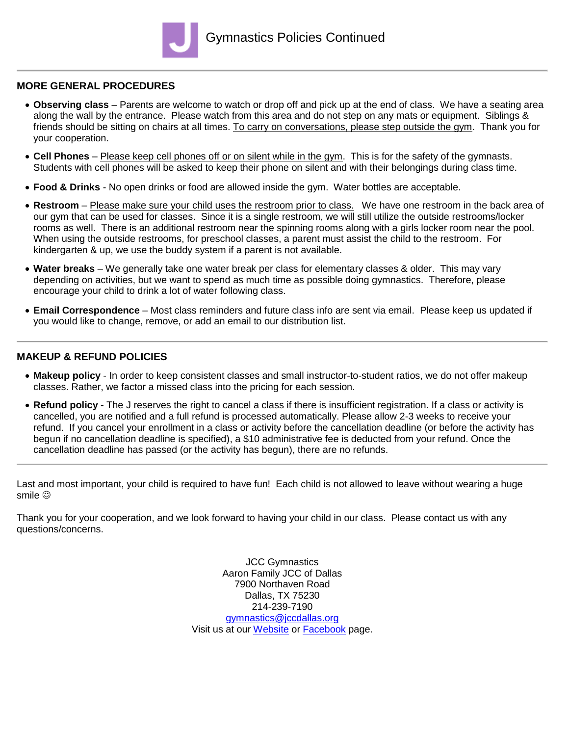# Gymnastics Policies Continued

## MORE GENERAL PROCEDURES

- **Observing class** – Parents are welcome to watch or drop off and pick up at the end of class. We have a seating area along the wall by the entrance. Please watch from this area and do not step on any mats or equipment. Siblings & friends should be sitting on chairs at all times. To carry on conversations, please step outside the gym. Thank you for your cooperation.
- **Cell Phones** – Please keep cell phones off or on silent while in the gym. This is for the safety of the gymnasts. Students with cell phones will be asked to keep their phone on silent and with their belongings during class time.
- **Food & Drinks** - No open drinks or food are allowed inside the gym. Water bottles are acceptable.
- **Restroom** – Please make sure your child uses the restroom prior to class. We have one restroom in the back area of our gym that can be used for classes. Since it is a single restroom, we will still utilize the outside restrooms/locker rooms as well. There is an additional restroom near the spinning rooms along with a girls locker room near the pool. When using the outside restrooms, for preschool classes, a parent must assist the child to the restroom. For kindergarten & up, we use the buddy system if a parent is not available.
- **Water breaks** – We generally take one water break per class for elementary classes & older. This may vary depending on activities, but we want to spend as much time as possible doing gymnastics. Therefore, please encourage your child to drink a lot of water following class.
- **Email Correspondence** – Most class reminders and future class info are sent via email. Please keep us updated if you would like to change, remove, or add an email to our distribution list.

## MAKEUP & REFUND POLICIES

- **Makeup policy** - In order to keep consistent classes and small instructor-to-student ratios, we do not offer makeup classes. Rather, we factor a missed class into the pricing for each session.
- **Refund policy -** The J reserves the right to cancel a class if there is insufficient registration. If a class or activity is cancelled, you are notified and a full refund is processed automatically. Please allow 2-3 weeks to receive your refund. If you cancel your enrollment in a class or activity before the cancellation deadline (or before the activity has begun if no cancellation deadline is specified), a $10 administrative fee is deducted from your refund. Once the cancellation deadline has passed (or the activity has begun), there are no refunds.

Last and most important, your child is required to have fun! Each child is not allowed to leave without wearing a huge smile ☺

Thank you for your cooperation, and we look forward to having your child in our class. Please contact us with any questions/concerns.

JCC Gymnastics
Aaron Family JCC of Dallas
7900 Northaven Road
Dallas, TX 75230
214-239-7190
gymnastics@jccdallas.org
Visit us at our Website or Facebook page.